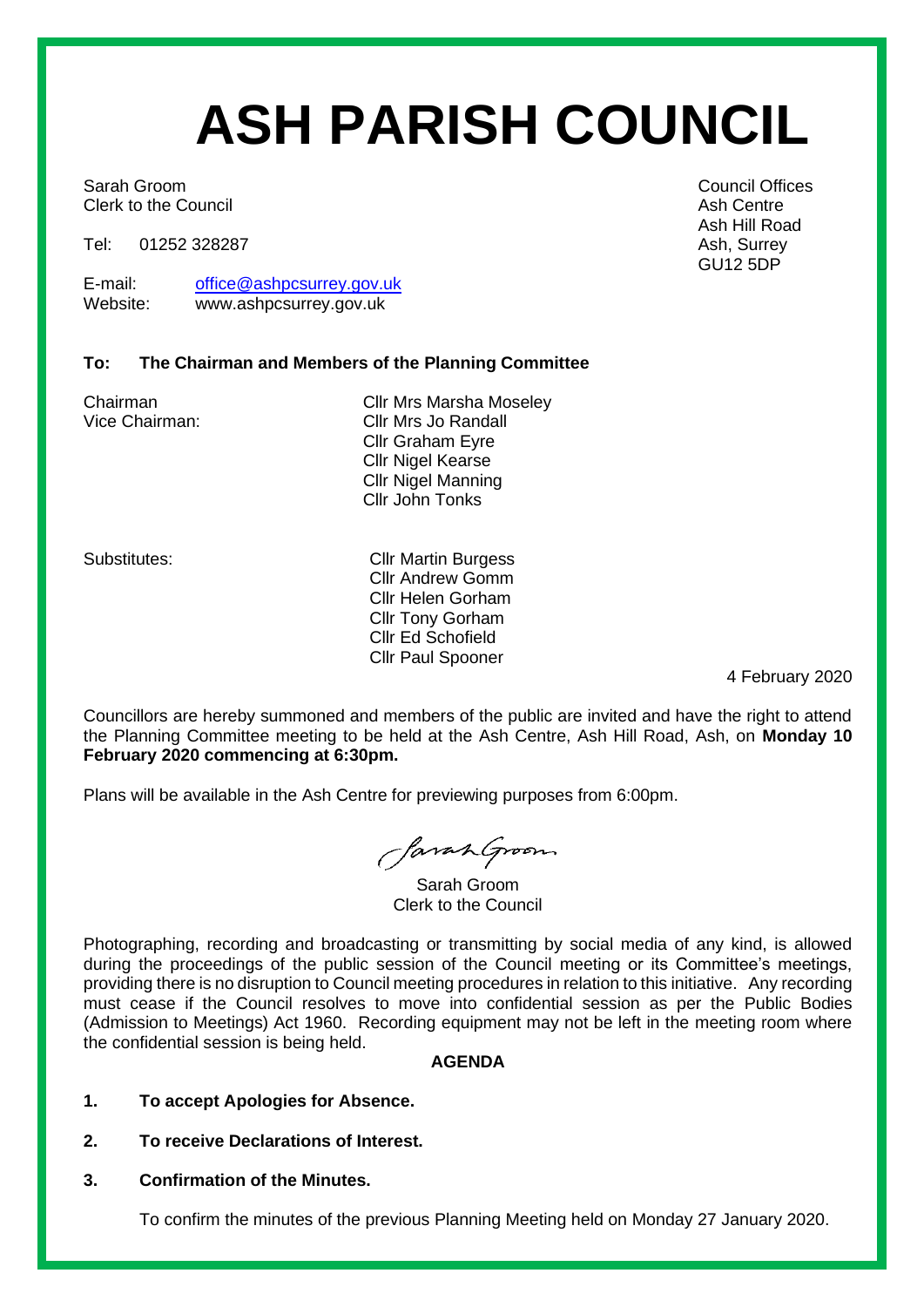# ASH PARISH COUNCIL

Sarah Groom
Clerk to the Council

Tel: 01252 328287

E-mail: office@ashpcsurrey.gov.uk
Website: www.ashpcsurrey.gov.uk

Council Offices
Ash Centre
Ash Hill Road
Ash, Surrey
GU12 5DP

**To: The Chairman and Members of the Planning Committee**

Chairman: Cllr Mrs Marsha Moseley
Vice Chairman: Cllr Mrs Jo Randall
Cllr Graham Eyre
Cllr Nigel Kearse
Cllr Nigel Manning
Cllr John Tonks

Substitutes:
Cllr Martin Burgess
Cllr Andrew Gomm
Cllr Helen Gorham
Cllr Tony Gorham
Cllr Ed Schofield
Cllr Paul Spooner

4 February 2020

Councillors are hereby summoned and members of the public are invited and have the right to attend the Planning Committee meeting to be held at the Ash Centre, Ash Hill Road, Ash, on **Monday 10 February 2020 commencing at 6:30pm.**

Plans will be available in the Ash Centre for previewing purposes from 6:00pm.

Sarah Groom
Clerk to the Council

Photographing, recording and broadcasting or transmitting by social media of any kind, is allowed during the proceedings of the public session of the Council meeting or its Committee's meetings, providing there is no disruption to Council meeting procedures in relation to this initiative. Any recording must cease if the Council resolves to move into confidential session as per the Public Bodies (Admission to Meetings) Act 1960. Recording equipment may not be left in the meeting room where the confidential session is being held.

**AGENDA**

**1. To accept Apologies for Absence.**

**2. To receive Declarations of Interest.**

**3. Confirmation of the Minutes.**

To confirm the minutes of the previous Planning Meeting held on Monday 27 January 2020.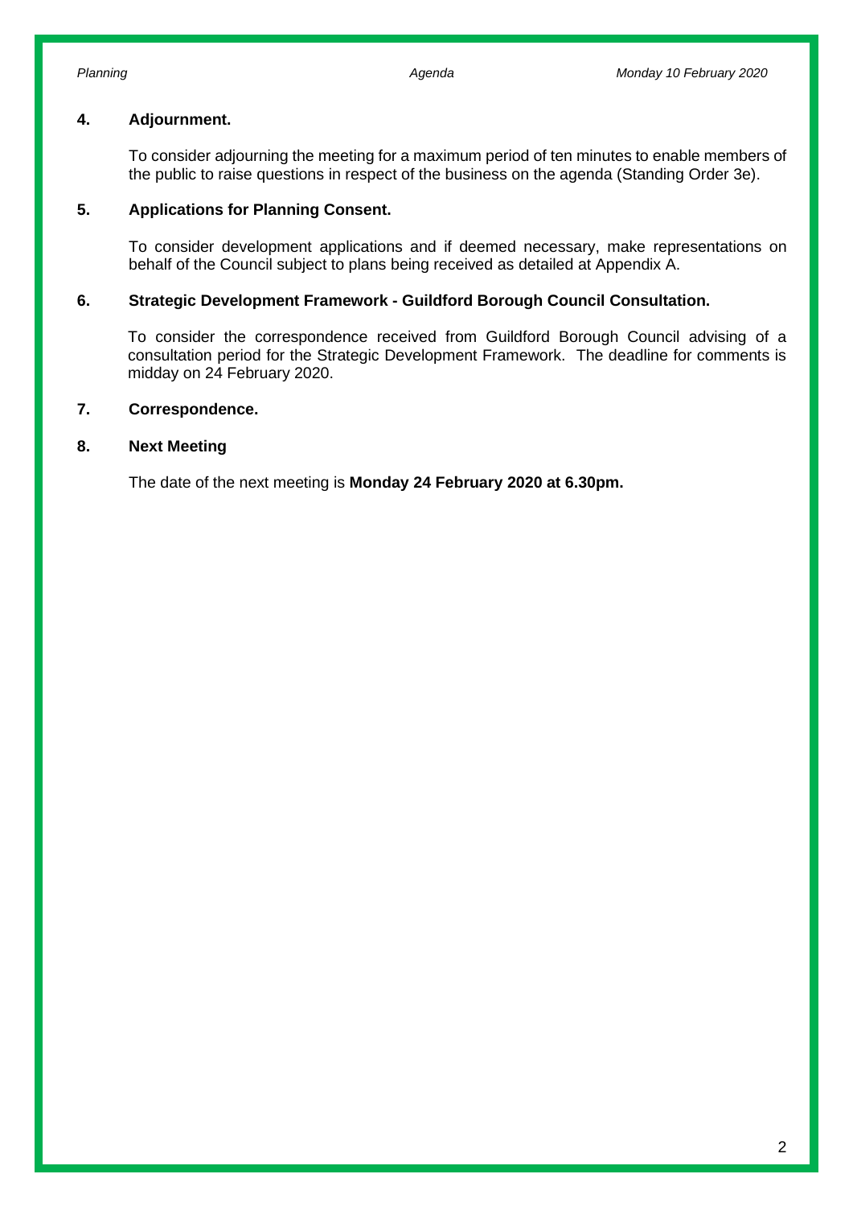**4. Adjournment.**

To consider adjourning the meeting for a maximum period of ten minutes to enable members of the public to raise questions in respect of the business on the agenda (Standing Order 3e).

**5. Applications for Planning Consent.**

To consider development applications and if deemed necessary, make representations on behalf of the Council subject to plans being received as detailed at Appendix A.

**6. Strategic Development Framework - Guildford Borough Council Consultation.**

To consider the correspondence received from Guildford Borough Council advising of a consultation period for the Strategic Development Framework. The deadline for comments is midday on 24 February 2020.

**7. Correspondence.**

**8. Next Meeting**

The date of the next meeting is **Monday 24 February 2020 at 6.30pm.**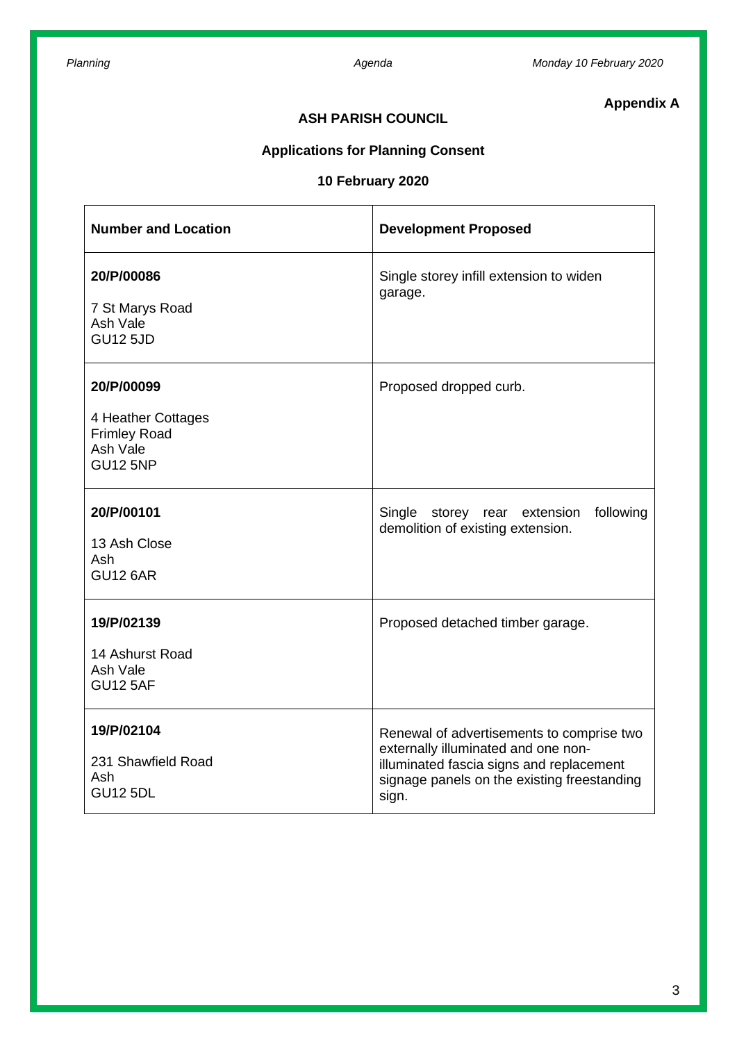**Appendix A**

## ASH PARISH COUNCIL

### Applications for Planning Consent

### 10 February 2020

| Number and Location | Development Proposed |
|---|---|
| **20/P/00086**<br><br>7 St Marys Road<br>Ash Vale<br>GU12 5JD | Single storey infill extension to widen garage. |
| **20/P/00099**<br><br>4 Heather Cottages<br>Frimley Road<br>Ash Vale<br>GU12 5NP | Proposed dropped curb. |
| **20/P/00101**<br><br>13 Ash Close<br>Ash<br>GU12 6AR | Single storey rear extension following demolition of existing extension. |
| **19/P/02139**<br><br>14 Ashurst Road<br>Ash Vale<br>GU12 5AF | Proposed detached timber garage. |
| **19/P/02104**<br><br>231 Shawfield Road<br>Ash<br>GU12 5DL | Renewal of advertisements to comprise two externally illuminated and one non-illuminated fascia signs and replacement signage panels on the existing freestanding sign. |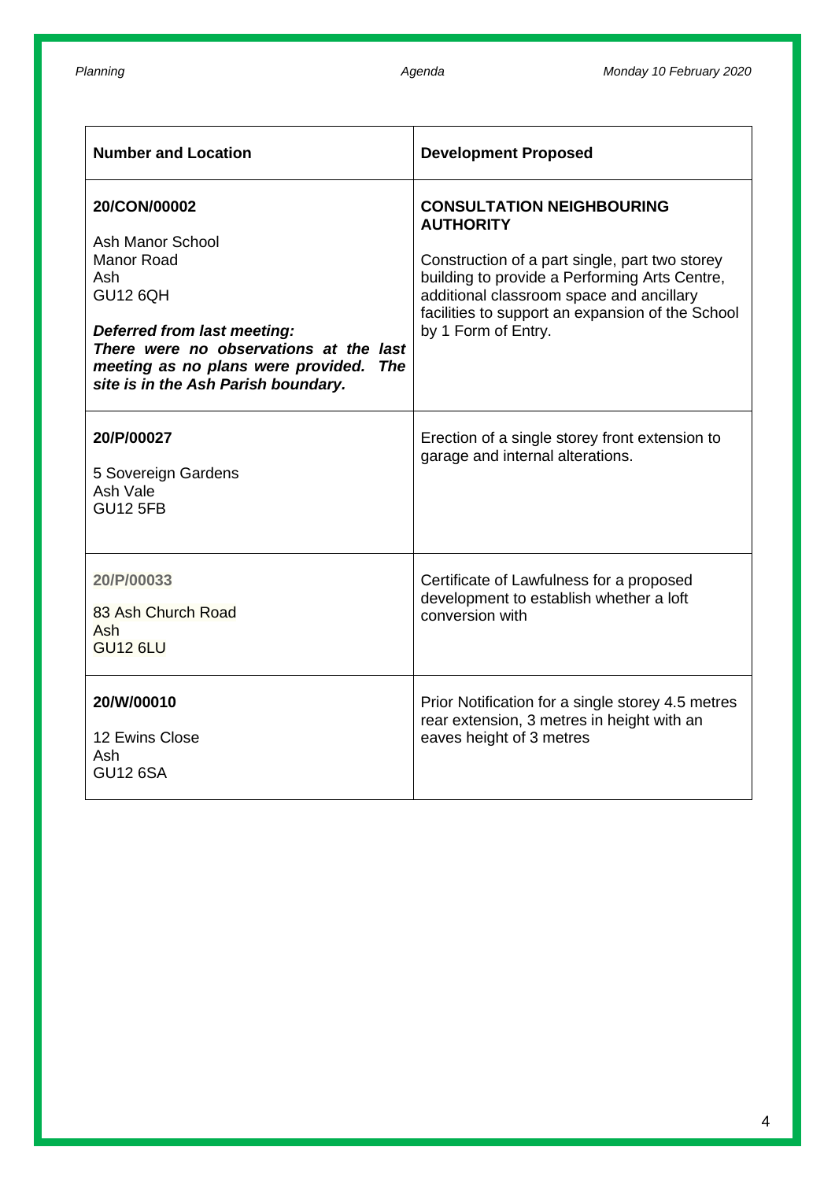| Number and Location | Development Proposed |
| --- | --- |
| **20/CON/00002**<br><br>Ash Manor School<br>Manor Road<br>Ash<br>GU12 6QH<br><br>***Deferred from last meeting: There were no observations at the last meeting as no plans were provided. The site is in the Ash Parish boundary.*** | **CONSULTATION NEIGHBOURING AUTHORITY**<br><br>Construction of a part single, part two storey building to provide a Performing Arts Centre, additional classroom space and ancillary facilities to support an expansion of the School by 1 Form of Entry. |
| **20/P/00027**<br><br>5 Sovereign Gardens<br>Ash Vale<br>GU12 5FB | Erection of a single storey front extension to garage and internal alterations. |
| **20/P/00033**<br><br>83 Ash Church Road<br>Ash<br>GU12 6LU | Certificate of Lawfulness for a proposed development to establish whether a loft conversion with |
| **20/W/00010**<br><br>12 Ewins Close<br>Ash<br>GU12 6SA | Prior Notification for a single storey 4.5 metres rear extension, 3 metres in height with an eaves height of 3 metres |